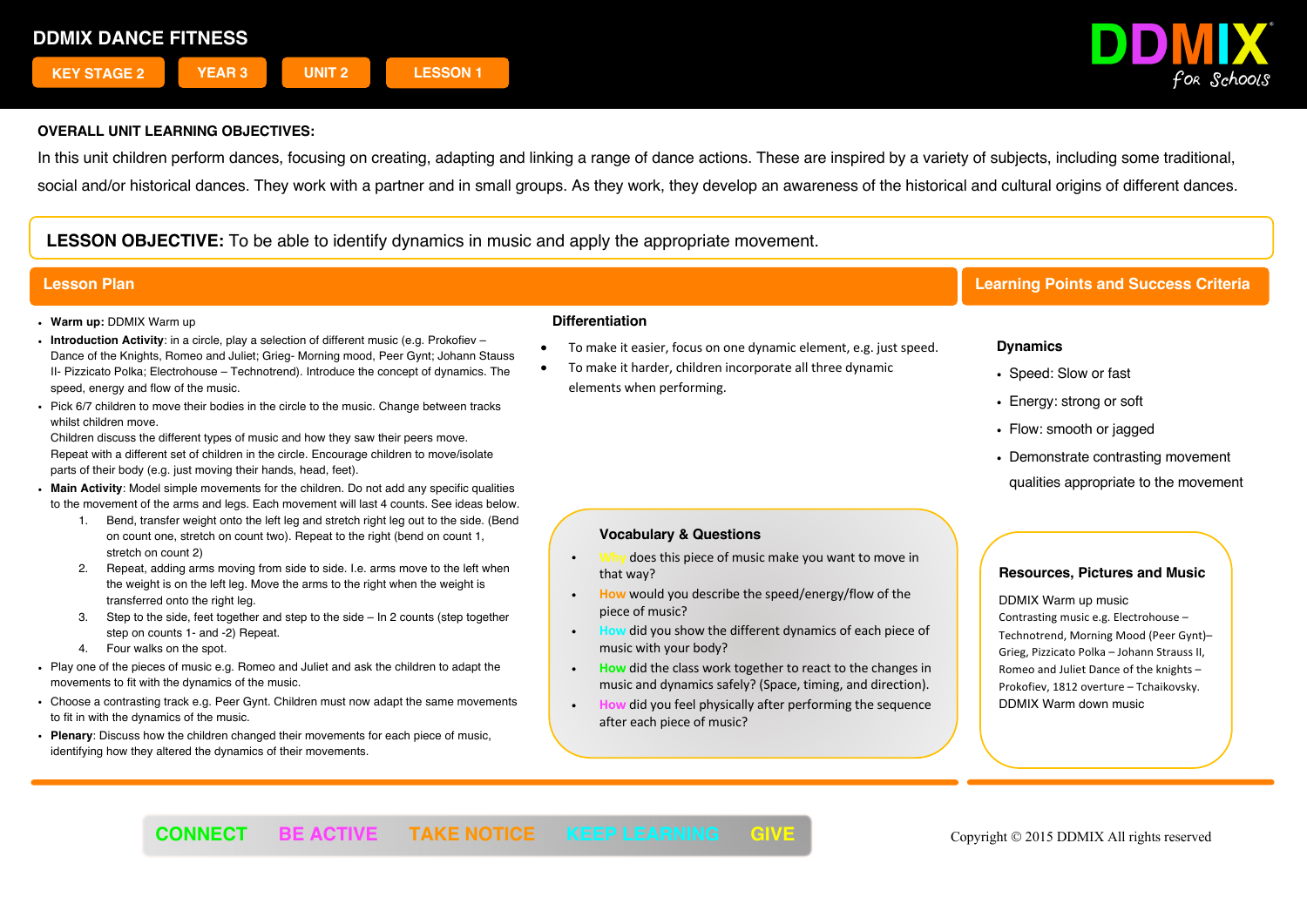# DDMIX DANCE FITNESS

KEY STAGE 2 | YEAR 3 | UNIT 2 | LESSON 1

DDMIX for Schools

**OVERALL UNIT LEARNING OBJECTIVES:**

In this unit children perform dances, focusing on creating, adapting and linking a range of dance actions. These are inspired by a variety of subjects, including some traditional, social and/or historical dances. They work with a partner and in small groups. As they work, they develop an awareness of the historical and cultural origins of different dances.

**LESSON OBJECTIVE:** To be able to identify dynamics in music and apply the appropriate movement.

## Lesson Plan

- **Warm up:** DDMIX Warm up
- **Introduction Activity**: in a circle, play a selection of different music (e.g. Prokofiev – Dance of the Knights, Romeo and Juliet; Grieg- Morning mood, Peer Gynt; Johann Stauss II- Pizzicato Polka; Electrohouse – Technotrend). Introduce the concept of dynamics. The speed, energy and flow of the music.
- Pick 6/7 children to move their bodies in the circle to the music. Change between tracks whilst children move.
  Children discuss the different types of music and how they saw their peers move.
  Repeat with a different set of children in the circle. Encourage children to move/isolate parts of their body (e.g. just moving their hands, head, feet).
- **Main Activity**: Model simple movements for the children. Do not add any specific qualities to the movement of the arms and legs. Each movement will last 4 counts. See ideas below.
  1. Bend, transfer weight onto the left leg and stretch right leg out to the side. (Bend on count one, stretch on count two). Repeat to the right (bend on count 1, stretch on count 2)
  2. Repeat, adding arms moving from side to side. I.e. arms move to the left when the weight is on the left leg. Move the arms to the right when the weight is transferred onto the right leg.
  3. Step to the side, feet together and step to the side – In 2 counts (step together step on counts 1- and -2) Repeat.
  4. Four walks on the spot.
- Play one of the pieces of music e.g. Romeo and Juliet and ask the children to adapt the movements to fit with the dynamics of the music.
- Choose a contrasting track e.g. Peer Gynt. Children must now adapt the same movements to fit in with the dynamics of the music.
- **Plenary**: Discuss how the children changed their movements for each piece of music, identifying how they altered the dynamics of their movements.

### Differentiation

- To make it easier, focus on one dynamic element, e.g. just speed.
- To make it harder, children incorporate all three dynamic elements when performing.

### Vocabulary & Questions

- Why does this piece of music make you want to move in that way?
- How would you describe the speed/energy/flow of the piece of music?
- How did you show the different dynamics of each piece of music with your body?
- How did the class work together to react to the changes in music and dynamics safely? (Space, timing, and direction).
- How did you feel physically after performing the sequence after each piece of music?

## Learning Points and Success Criteria

**Dynamics**

- Speed: Slow or fast
- Energy: strong or soft
- Flow: smooth or jagged
- Demonstrate contrasting movement qualities appropriate to the movement

### Resources, Pictures and Music

DDMIX Warm up music
Contrasting music e.g. Electrohouse – Technotrend, Morning Mood (Peer Gynt)– Grieg, Pizzicato Polka – Johann Strauss II, Romeo and Juliet Dance of the knights – Prokofiev, 1812 overture – Tchaikovsky.
DDMIX Warm down music

CONNECT | BE ACTIVE | TAKE NOTICE | KEEP LEARNING | GIVE

Copyright © 2015 DDMIX All rights reserved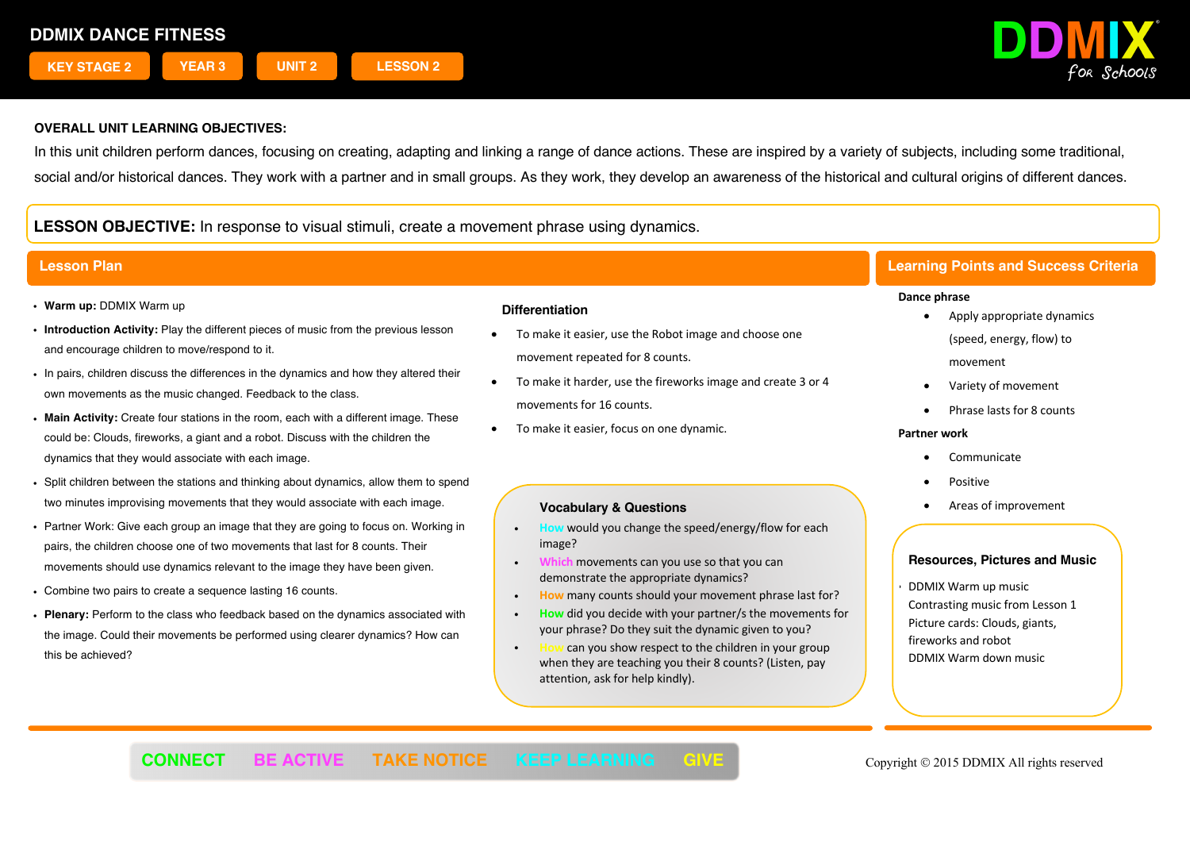# DDMIX DANCE FITNESS

KEY STAGE 2 | YEAR 3 | UNIT 2 | LESSON 2

DDMIX for Schools

**OVERALL UNIT LEARNING OBJECTIVES:**

In this unit children perform dances, focusing on creating, adapting and linking a range of dance actions. These are inspired by a variety of subjects, including some traditional, social and/or historical dances. They work with a partner and in small groups. As they work, they develop an awareness of the historical and cultural origins of different dances.

**LESSON OBJECTIVE:** In response to visual stimuli, create a movement phrase using dynamics.

## Lesson Plan

- **Warm up:** DDMIX Warm up
- **Introduction Activity:** Play the different pieces of music from the previous lesson and encourage children to move/respond to it.
- In pairs, children discuss the differences in the dynamics and how they altered their own movements as the music changed. Feedback to the class.
- **Main Activity:** Create four stations in the room, each with a different image. These could be: Clouds, fireworks, a giant and a robot. Discuss with the children the dynamics that they would associate with each image.
- Split children between the stations and thinking about dynamics, allow them to spend two minutes improvising movements that they would associate with each image.
- Partner Work: Give each group an image that they are going to focus on. Working in pairs, the children choose one of two movements that last for 8 counts. Their movements should use dynamics relevant to the image they have been given.
- Combine two pairs to create a sequence lasting 16 counts.
- **Plenary:** Perform to the class who feedback based on the dynamics associated with the image. Could their movements be performed using clearer dynamics? How can this be achieved?

### Differentiation

- To make it easier, use the Robot image and choose one movement repeated for 8 counts.
- To make it harder, use the fireworks image and create 3 or 4 movements for 16 counts.
- To make it easier, focus on one dynamic.

### Vocabulary & Questions

- How would you change the speed/energy/flow for each image?
- Which movements can you use so that you can demonstrate the appropriate dynamics?
- How many counts should your movement phrase last for?
- How did you decide with your partner/s the movements for your phrase? Do they suit the dynamic given to you?
- How can you show respect to the children in your group when they are teaching you their 8 counts? (Listen, pay attention, ask for help kindly).

## Learning Points and Success Criteria

**Dance phrase**

- Apply appropriate dynamics (speed, energy, flow) to movement
- Variety of movement
- Phrase lasts for 8 counts

**Partner work**

- Communicate
- Positive
- Areas of improvement

### Resources, Pictures and Music

- DDMIX Warm up music
- Contrasting music from Lesson 1
- Picture cards: Clouds, giants, fireworks and robot
- DDMIX Warm down music

CONNECT BE ACTIVE TAKE NOTICE KEEP LEARNING GIVE

Copyright © 2015 DDMIX All rights reserved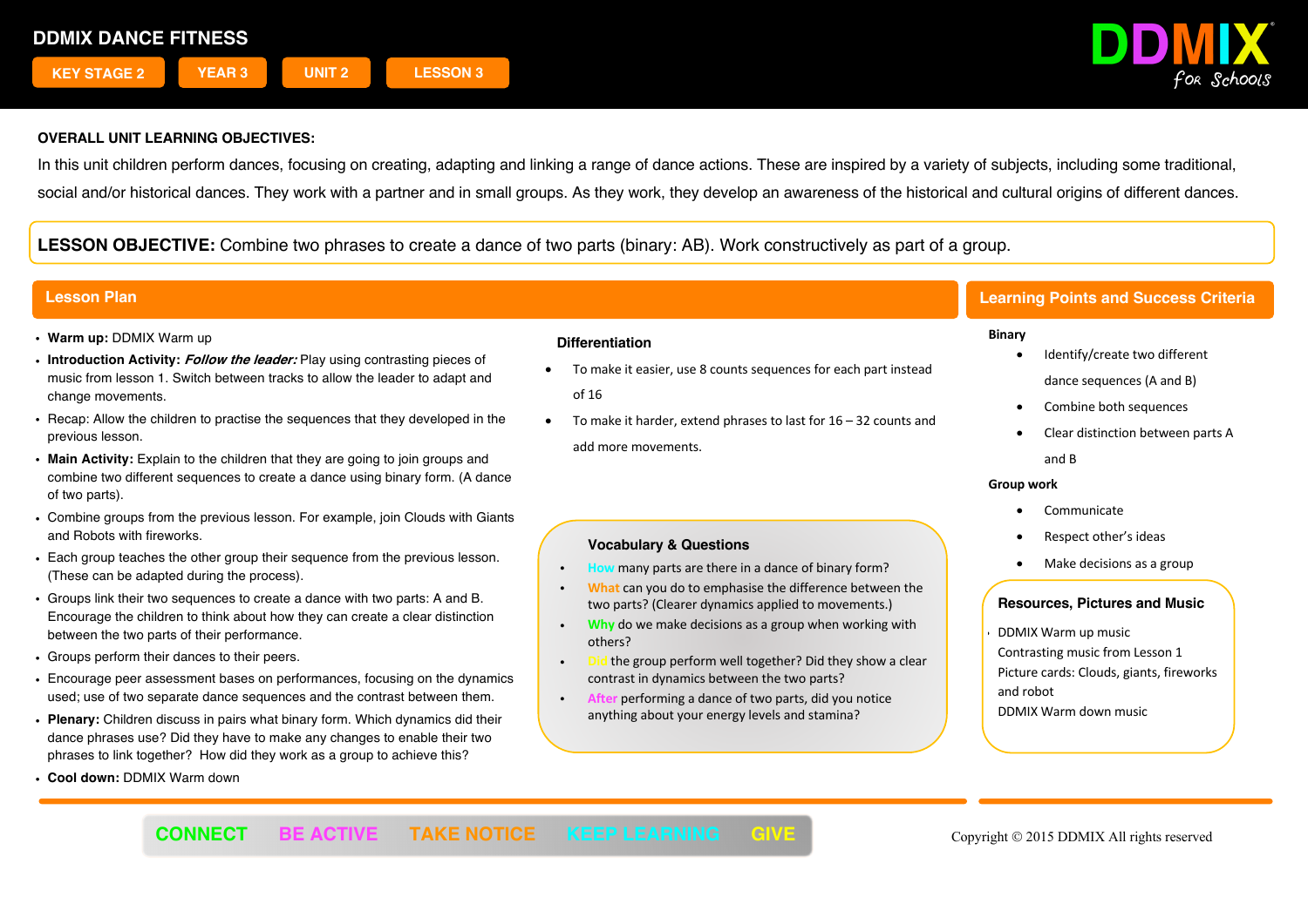# DDMIX DANCE FITNESS

KEY STAGE 2 | YEAR 3 | UNIT 2 | LESSON 3

**OVERALL UNIT LEARNING OBJECTIVES:**

In this unit children perform dances, focusing on creating, adapting and linking a range of dance actions. These are inspired by a variety of subjects, including some traditional, social and/or historical dances. They work with a partner and in small groups. As they work, they develop an awareness of the historical and cultural origins of different dances.

**LESSON OBJECTIVE:** Combine two phrases to create a dance of two parts (binary: AB). Work constructively as part of a group.

## Lesson Plan

- **Warm up:** DDMIX Warm up
- **Introduction Activity:** ***Follow the leader:*** Play using contrasting pieces of music from lesson 1. Switch between tracks to allow the leader to adapt and change movements.
- Recap: Allow the children to practise the sequences that they developed in the previous lesson.
- **Main Activity:** Explain to the children that they are going to join groups and combine two different sequences to create a dance using binary form. (A dance of two parts).
- Combine groups from the previous lesson. For example, join Clouds with Giants and Robots with fireworks.
- Each group teaches the other group their sequence from the previous lesson. (These can be adapted during the process).
- Groups link their two sequences to create a dance with two parts: A and B. Encourage the children to think about how they can create a clear distinction between the two parts of their performance.
- Groups perform their dances to their peers.
- Encourage peer assessment bases on performances, focusing on the dynamics used; use of two separate dance sequences and the contrast between them.
- **Plenary:** Children discuss in pairs what binary form. Which dynamics did their dance phrases use? Did they have to make any changes to enable their two phrases to link together? How did they work as a group to achieve this?
- **Cool down:** DDMIX Warm down

### Differentiation

- To make it easier, use 8 counts sequences for each part instead of 16
- To make it harder, extend phrases to last for 16 – 32 counts and add more movements.

### Vocabulary & Questions

- How many parts are there in a dance of binary form?
- What can you do to emphasise the difference between the two parts? (Clearer dynamics applied to movements.)
- Why do we make decisions as a group when working with others?
- Did the group perform well together? Did they show a clear contrast in dynamics between the two parts?
- After performing a dance of two parts, did you notice anything about your energy levels and stamina?

## Learning Points and Success Criteria

**Binary**

- Identify/create two different dance sequences (A and B)
- Combine both sequences
- Clear distinction between parts A and B

**Group work**

- Communicate
- Respect other's ideas
- Make decisions as a group

### Resources, Pictures and Music

- DDMIX Warm up music
- Contrasting music from Lesson 1
- Picture cards: Clouds, giants, fireworks and robot
- DDMIX Warm down music

CONNECT BE ACTIVE TAKE NOTICE KEEP LEARNING GIVE

Copyright © 2015 DDMIX All rights reserved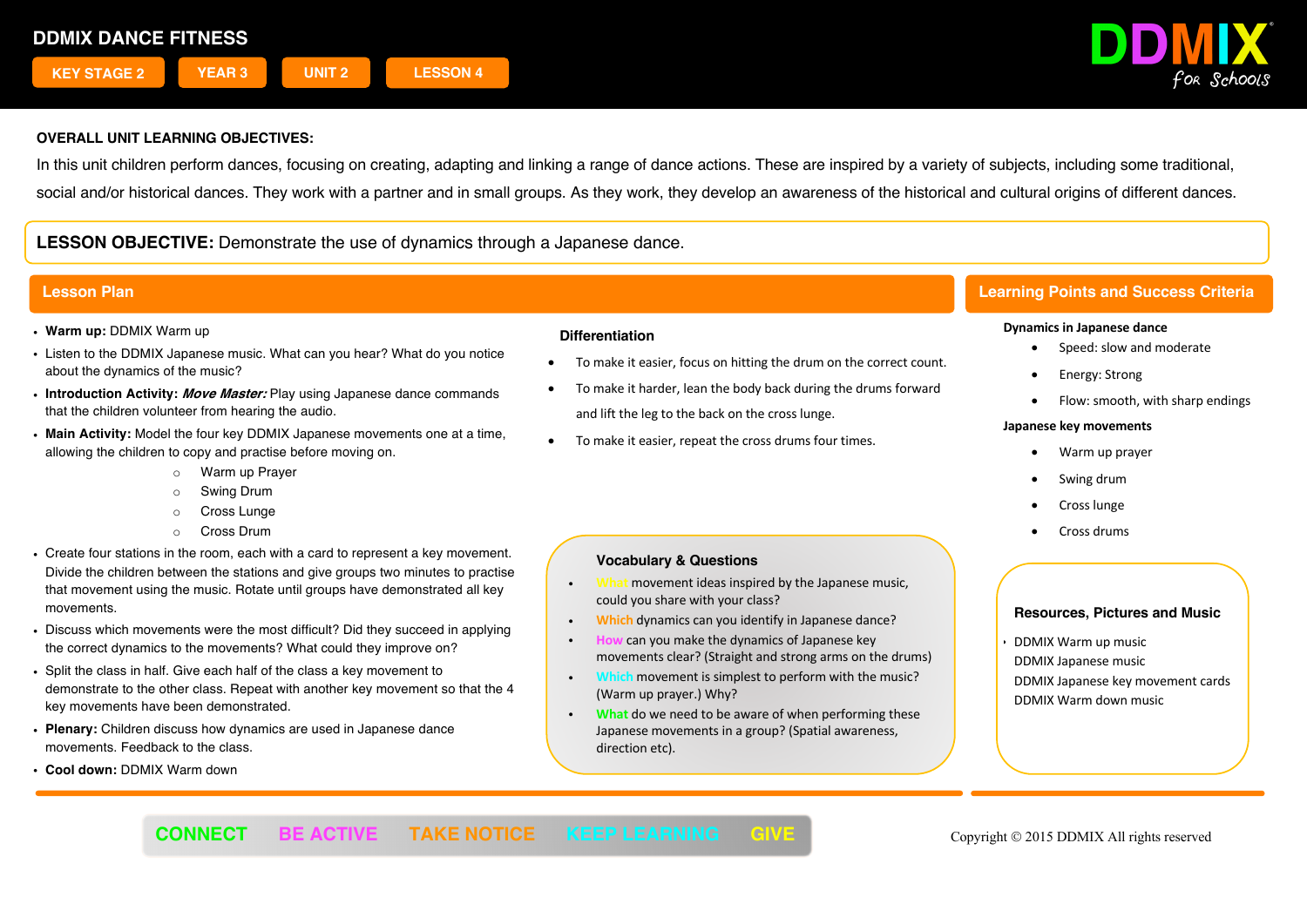# DDMIX DANCE FITNESS

KEY STAGE 2 | YEAR 3 | UNIT 2 | LESSON 4

**OVERALL UNIT LEARNING OBJECTIVES:**

In this unit children perform dances, focusing on creating, adapting and linking a range of dance actions. These are inspired by a variety of subjects, including some traditional, social and/or historical dances. They work with a partner and in small groups. As they work, they develop an awareness of the historical and cultural origins of different dances.

**LESSON OBJECTIVE:** Demonstrate the use of dynamics through a Japanese dance.

## Lesson Plan

- **Warm up:** DDMIX Warm up
- Listen to the DDMIX Japanese music. What can you hear? What do you notice about the dynamics of the music?
- **Introduction Activity:** ***Move Master:*** Play using Japanese dance commands that the children volunteer from hearing the audio.
- **Main Activity:** Model the four key DDMIX Japanese movements one at a time, allowing the children to copy and practise before moving on.
  - Warm up Prayer
  - Swing Drum
  - Cross Lunge
  - Cross Drum
- Create four stations in the room, each with a card to represent a key movement. Divide the children between the stations and give groups two minutes to practise that movement using the music. Rotate until groups have demonstrated all key movements.
- Discuss which movements were the most difficult? Did they succeed in applying the correct dynamics to the movements? What could they improve on?
- Split the class in half. Give each half of the class a key movement to demonstrate to the other class. Repeat with another key movement so that the 4 key movements have been demonstrated.
- **Plenary:** Children discuss how dynamics are used in Japanese dance movements. Feedback to the class.
- **Cool down:** DDMIX Warm down

### Differentiation

- To make it easier, focus on hitting the drum on the correct count.
- To make it harder, lean the body back during the drums forward and lift the leg to the back on the cross lunge.
- To make it easier, repeat the cross drums four times.

### Vocabulary & Questions

- What movement ideas inspired by the Japanese music, could you share with your class?
- Which dynamics can you identify in Japanese dance?
- How can you make the dynamics of Japanese key movements clear? (Straight and strong arms on the drums)
- Which movement is simplest to perform with the music? (Warm up prayer.) Why?
- What do we need to be aware of when performing these Japanese movements in a group? (Spatial awareness, direction etc).

## Learning Points and Success Criteria

**Dynamics in Japanese dance**

- Speed: slow and moderate
- Energy: Strong
- Flow: smooth, with sharp endings

**Japanese key movements**

- Warm up prayer
- Swing drum
- Cross lunge
- Cross drums

### Resources, Pictures and Music

- DDMIX Warm up music
- DDMIX Japanese music
- DDMIX Japanese key movement cards
- DDMIX Warm down music

CONNECT | BE ACTIVE | TAKE NOTICE | KEEP LEARNING | GIVE

Copyright © 2015 DDMIX All rights reserved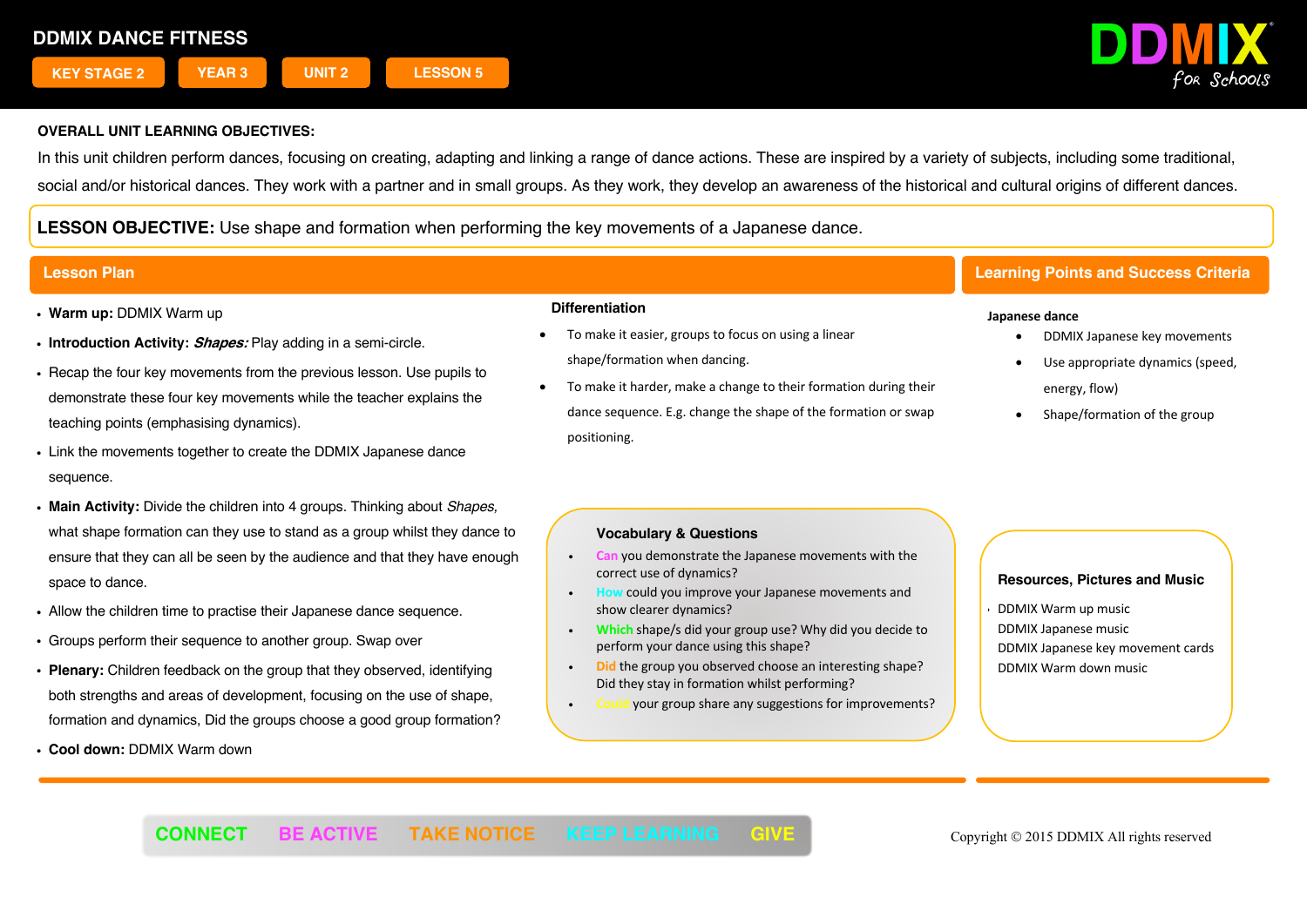# DDMIX DANCE FITNESS

KEY STAGE 2 | YEAR 3 | UNIT 2 | LESSON 5

DDMIX for Schools

**OVERALL UNIT LEARNING OBJECTIVES:**

In this unit children perform dances, focusing on creating, adapting and linking a range of dance actions. These are inspired by a variety of subjects, including some traditional, social and/or historical dances. They work with a partner and in small groups. As they work, they develop an awareness of the historical and cultural origins of different dances.

**LESSON OBJECTIVE:** Use shape and formation when performing the key movements of a Japanese dance.

## Lesson Plan

- **Warm up:** DDMIX Warm up
- **Introduction Activity:** ***Shapes:*** Play adding in a semi-circle.
- Recap the four key movements from the previous lesson. Use pupils to demonstrate these four key movements while the teacher explains the teaching points (emphasising dynamics).
- Link the movements together to create the DDMIX Japanese dance sequence.
- **Main Activity:** Divide the children into 4 groups. Thinking about *Shapes,* what shape formation can they use to stand as a group whilst they dance to ensure that they can all be seen by the audience and that they have enough space to dance.
- Allow the children time to practise their Japanese dance sequence.
- Groups perform their sequence to another group. Swap over
- **Plenary:** Children feedback on the group that they observed, identifying both strengths and areas of development, focusing on the use of shape, formation and dynamics, Did the groups choose a good group formation?
- **Cool down:** DDMIX Warm down

### Differentiation

- To make it easier, groups to focus on using a linear shape/formation when dancing.
- To make it harder, make a change to their formation during their dance sequence. E.g. change the shape of the formation or swap positioning.

### Vocabulary & Questions

- **Can** you demonstrate the Japanese movements with the correct use of dynamics?
- **How** could you improve your Japanese movements and show clearer dynamics?
- **Which** shape/s did your group use? Why did you decide to perform your dance using this shape?
- **Did** the group you observed choose an interesting shape? Did they stay in formation whilst performing?
- **Could** your group share any suggestions for improvements?

## Learning Points and Success Criteria

**Japanese dance**

- DDMIX Japanese key movements
- Use appropriate dynamics (speed, energy, flow)
- Shape/formation of the group

### Resources, Pictures and Music

- DDMIX Warm up music
- DDMIX Japanese music
- DDMIX Japanese key movement cards
- DDMIX Warm down music

CONNECT BE ACTIVE TAKE NOTICE KEEP LEARNING GIVE

Copyright © 2015 DDMIX All rights reserved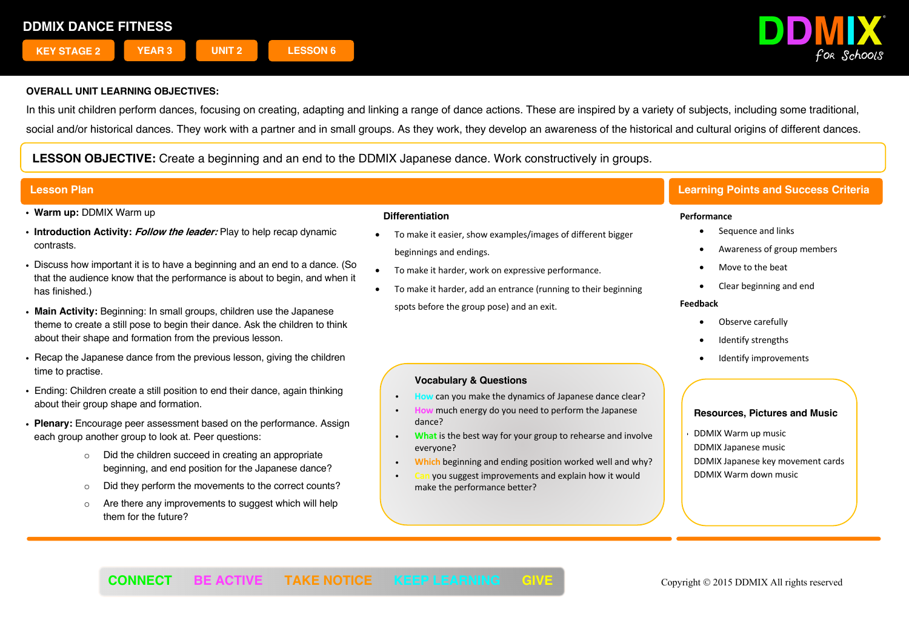# DDMIX DANCE FITNESS

KEY STAGE 2 | YEAR 3 | UNIT 2 | LESSON 6

**OVERALL UNIT LEARNING OBJECTIVES:**

In this unit children perform dances, focusing on creating, adapting and linking a range of dance actions. These are inspired by a variety of subjects, including some traditional, social and/or historical dances. They work with a partner and in small groups. As they work, they develop an awareness of the historical and cultural origins of different dances.

**LESSON OBJECTIVE:** Create a beginning and an end to the DDMIX Japanese dance. Work constructively in groups.

## Lesson Plan

- **Warm up:** DDMIX Warm up
- **Introduction Activity:** ***Follow the leader:*** Play to help recap dynamic contrasts.
- Discuss how important it is to have a beginning and an end to a dance. (So that the audience know that the performance is about to begin, and when it has finished.)
- **Main Activity:** Beginning: In small groups, children use the Japanese theme to create a still pose to begin their dance. Ask the children to think about their shape and formation from the previous lesson.
- Recap the Japanese dance from the previous lesson, giving the children time to practise.
- Ending: Children create a still position to end their dance, again thinking about their group shape and formation.
- **Plenary:** Encourage peer assessment based on the performance. Assign each group another group to look at. Peer questions:
  - Did the children succeed in creating an appropriate beginning, and end position for the Japanese dance?
  - Did they perform the movements to the correct counts?
  - Are there any improvements to suggest which will help them for the future?

### Differentiation

- To make it easier, show examples/images of different bigger beginnings and endings.
- To make it harder, work on expressive performance.
- To make it harder, add an entrance (running to their beginning spots before the group pose) and an exit.

### Vocabulary & Questions

- How can you make the dynamics of Japanese dance clear?
- How much energy do you need to perform the Japanese dance?
- What is the best way for your group to rehearse and involve everyone?
- Which beginning and ending position worked well and why?
- Can you suggest improvements and explain how it would make the performance better?

## Learning Points and Success Criteria

**Performance**

- Sequence and links
- Awareness of group members
- Move to the beat
- Clear beginning and end

**Feedback**

- Observe carefully
- Identify strengths
- Identify improvements

### Resources, Pictures and Music

- DDMIX Warm up music
- DDMIX Japanese music
- DDMIX Japanese key movement cards
- DDMIX Warm down music

CONNECT BE ACTIVE TAKE NOTICE KEEP LEARNING GIVE

Copyright © 2015 DDMIX All rights reserved